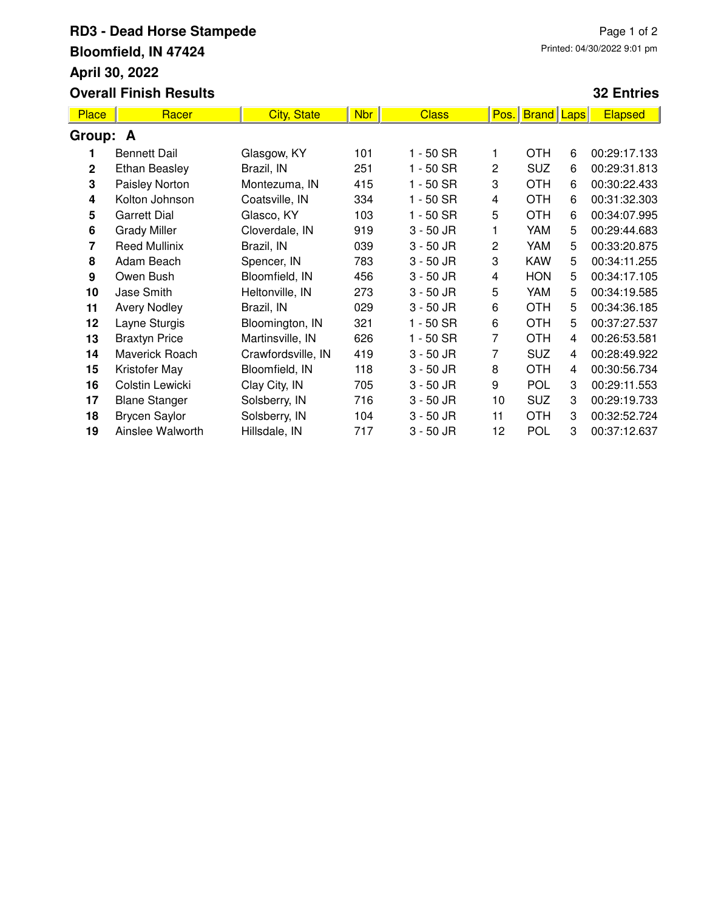# RD3 - Dead Horse Stampede

**Bloomfield, IN 47424**

**April 30, 2022**

**Overall Finish Results**

Printed: 04/30/2022 9:01 pm

**32 Entries**

| Place | Racer | City, State | Nbr | Class | Pos. | Brand | Laps | Elapsed |
|---|---|---|---|---|---|---|---|---|
| **Group: A** | | | | | | | | |
| 1 | Bennett Dail | Glasgow, KY | 101 | 1 - 50 SR | 1 | OTH | 6 | 00:29:17.133 |
| 2 | Ethan Beasley | Brazil, IN | 251 | 1 - 50 SR | 2 | SUZ | 6 | 00:29:31.813 |
| 3 | Paisley Norton | Montezuma, IN | 415 | 1 - 50 SR | 3 | OTH | 6 | 00:30:22.433 |
| 4 | Kolton Johnson | Coatsville, IN | 334 | 1 - 50 SR | 4 | OTH | 6 | 00:31:32.303 |
| 5 | Garrett Dial | Glasco, KY | 103 | 1 - 50 SR | 5 | OTH | 6 | 00:34:07.995 |
| 6 | Grady Miller | Cloverdale, IN | 919 | 3 - 50 JR | 1 | YAM | 5 | 00:29:44.683 |
| 7 | Reed Mullinix | Brazil, IN | 039 | 3 - 50 JR | 2 | YAM | 5 | 00:33:20.875 |
| 8 | Adam Beach | Spencer, IN | 783 | 3 - 50 JR | 3 | KAW | 5 | 00:34:11.255 |
| 9 | Owen Bush | Bloomfield, IN | 456 | 3 - 50 JR | 4 | HON | 5 | 00:34:17.105 |
| 10 | Jase Smith | Heltonville, IN | 273 | 3 - 50 JR | 5 | YAM | 5 | 00:34:19.585 |
| 11 | Avery Nodley | Brazil, IN | 029 | 3 - 50 JR | 6 | OTH | 5 | 00:34:36.185 |
| 12 | Layne Sturgis | Bloomington, IN | 321 | 1 - 50 SR | 6 | OTH | 5 | 00:37:27.537 |
| 13 | Braxtyn Price | Martinsville, IN | 626 | 1 - 50 SR | 7 | OTH | 4 | 00:26:53.581 |
| 14 | Maverick Roach | Crawfordsville, IN | 419 | 3 - 50 JR | 7 | SUZ | 4 | 00:28:49.922 |
| 15 | Kristofer May | Bloomfield, IN | 118 | 3 - 50 JR | 8 | OTH | 4 | 00:30:56.734 |
| 16 | Colstin Lewicki | Clay City, IN | 705 | 3 - 50 JR | 9 | POL | 3 | 00:29:11.553 |
| 17 | Blane Stanger | Solsberry, IN | 716 | 3 - 50 JR | 10 | SUZ | 3 | 00:29:19.733 |
| 18 | Brycen Saylor | Solsberry, IN | 104 | 3 - 50 JR | 11 | OTH | 3 | 00:32:52.724 |
| 19 | Ainslee Walworth | Hillsdale, IN | 717 | 3 - 50 JR | 12 | POL | 3 | 00:37:12.637 |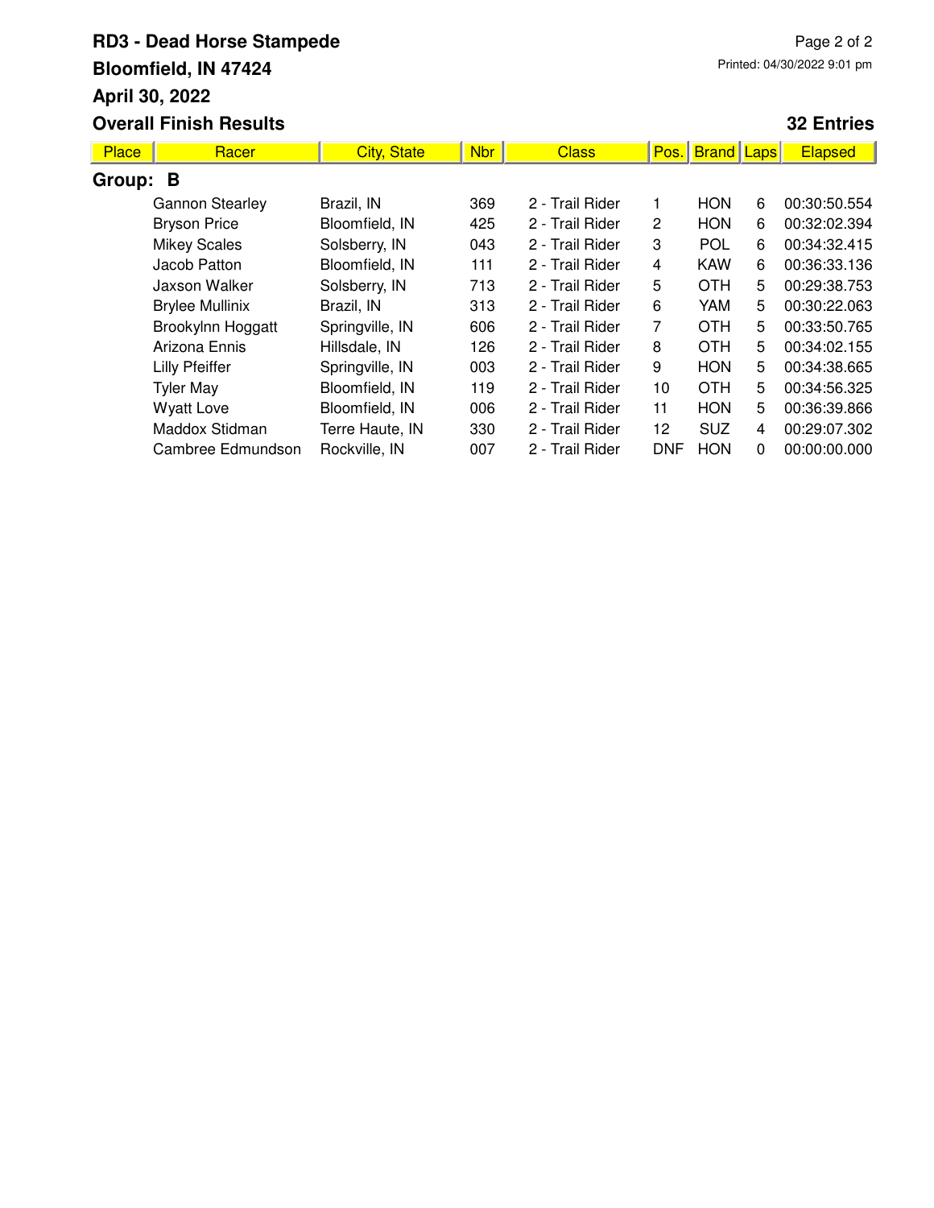# RD3 - Dead Horse Stampede

**Bloomfield, IN 47424**

**April 30, 2022**

**Overall Finish Results**

Printed: 04/30/2022 9:01 pm

**32 Entries**

| Place | Racer | City, State | Nbr | Class | Pos. | Brand | Laps | Elapsed |
|---|---|---|---|---|---|---|---|---|
| **Group: B** | | | | | | | | |
| | Gannon Stearley | Brazil, IN | 369 | 2 - Trail Rider | 1 | HON | 6 | 00:30:50.554 |
| | Bryson Price | Bloomfield, IN | 425 | 2 - Trail Rider | 2 | HON | 6 | 00:32:02.394 |
| | Mikey Scales | Solsberry, IN | 043 | 2 - Trail Rider | 3 | POL | 6 | 00:34:32.415 |
| | Jacob Patton | Bloomfield, IN | 111 | 2 - Trail Rider | 4 | KAW | 6 | 00:36:33.136 |
| | Jaxson Walker | Solsberry, IN | 713 | 2 - Trail Rider | 5 | OTH | 5 | 00:29:38.753 |
| | Brylee Mullinix | Brazil, IN | 313 | 2 - Trail Rider | 6 | YAM | 5 | 00:30:22.063 |
| | Brookylnn Hoggatt | Springville, IN | 606 | 2 - Trail Rider | 7 | OTH | 5 | 00:33:50.765 |
| | Arizona Ennis | Hillsdale, IN | 126 | 2 - Trail Rider | 8 | OTH | 5 | 00:34:02.155 |
| | Lilly Pfeiffer | Springville, IN | 003 | 2 - Trail Rider | 9 | HON | 5 | 00:34:38.665 |
| | Tyler May | Bloomfield, IN | 119 | 2 - Trail Rider | 10 | OTH | 5 | 00:34:56.325 |
| | Wyatt Love | Bloomfield, IN | 006 | 2 - Trail Rider | 11 | HON | 5 | 00:36:39.866 |
| | Maddox Stidman | Terre Haute, IN | 330 | 2 - Trail Rider | 12 | SUZ | 4 | 00:29:07.302 |
| | Cambree Edmundson | Rockville, IN | 007 | 2 - Trail Rider | DNF | HON | 0 | 00:00:00.000 |